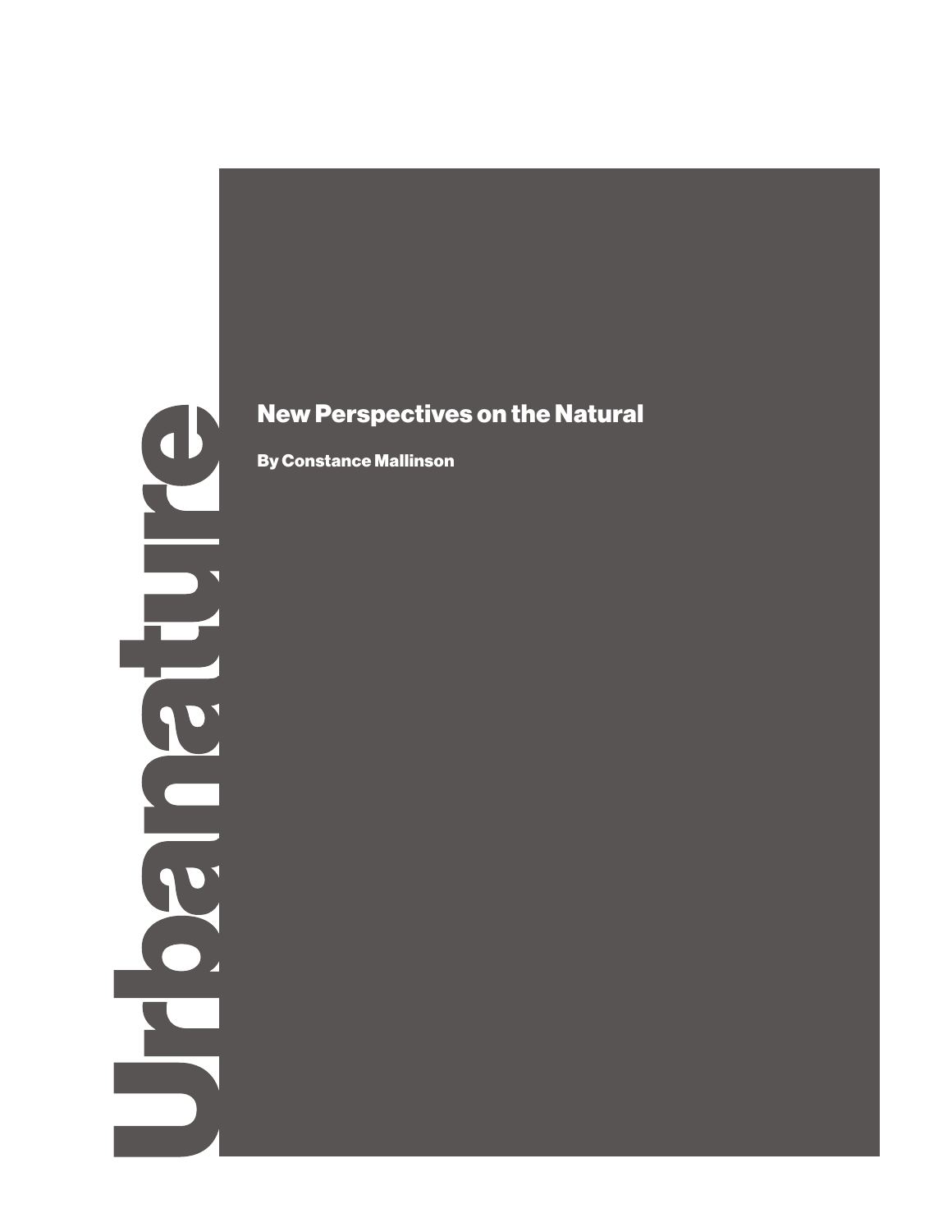# Urbanature

## New Perspectives on the Natural

**By Constance Mallinson**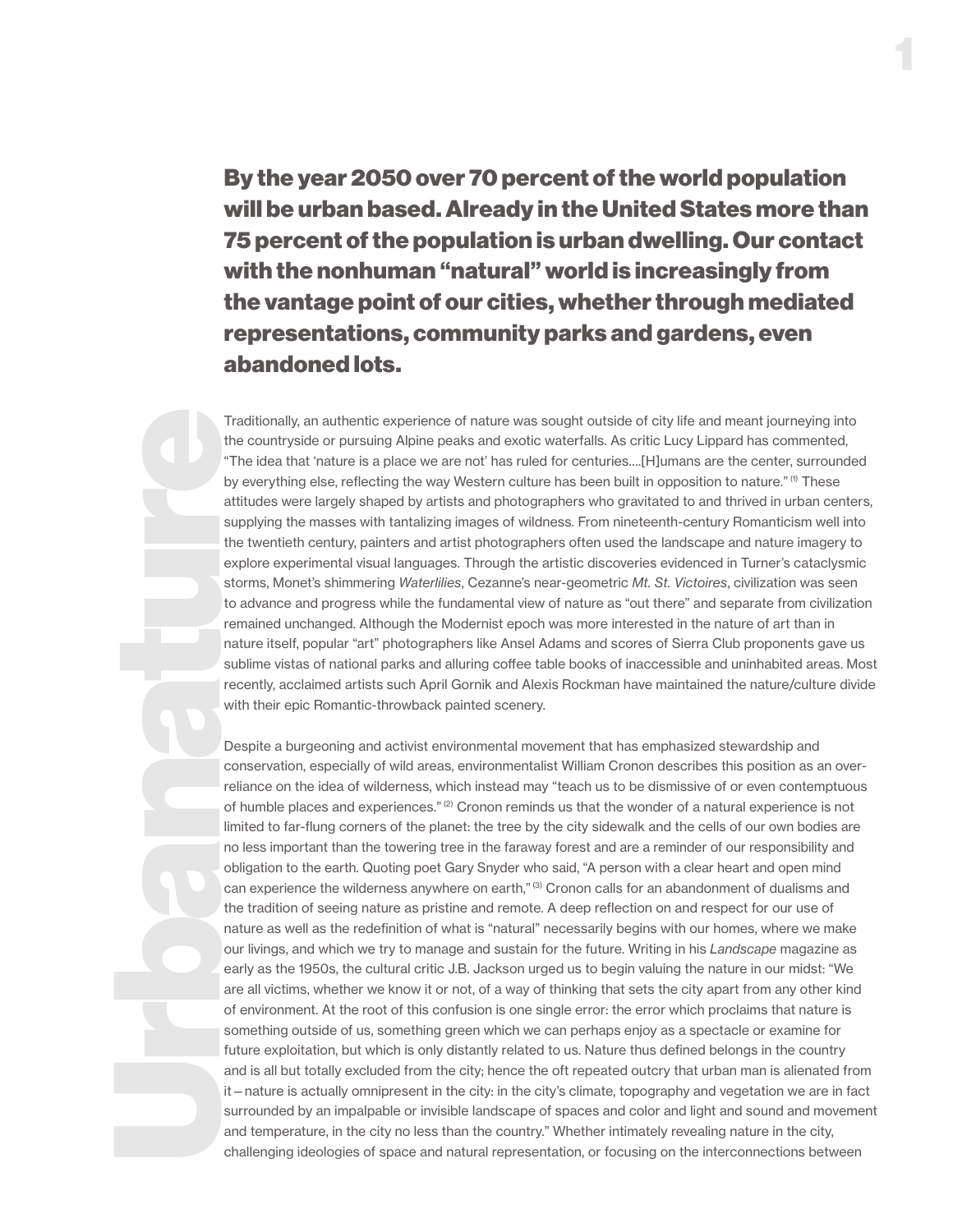# Urbanature

**By the year 2050 over 70 percent of the world population will be urban based. Already in the United States more than 75 percent of the population is urban dwelling. Our contact with the nonhuman "natural" world is increasingly from the vantage point of our cities, whether through mediated representations, community parks and gardens, even abandoned lots.**

Traditionally, an authentic experience of nature was sought outside of city life and meant journeying into the countryside or pursuing Alpine peaks and exotic waterfalls. As critic Lucy Lippard has commented, "The idea that 'nature is a place we are not' has ruled for centuries....[H]umans are the center, surrounded by everything else, reflecting the way Western culture has been built in opposition to nature." (1) These attitudes were largely shaped by artists and photographers who gravitated to and thrived in urban centers, supplying the masses with tantalizing images of wildness. From nineteenth-century Romanticism well into the twentieth century, painters and artist photographers often used the landscape and nature imagery to explore experimental visual languages. Through the artistic discoveries evidenced in Turner's cataclysmic storms, Monet's shimmering *Waterlilies*, Cezanne's near-geometric *Mt. St. Victoires*, civilization was seen to advance and progress while the fundamental view of nature as "out there" and separate from civilization remained unchanged. Although the Modernist epoch was more interested in the nature of art than in nature itself, popular "art" photographers like Ansel Adams and scores of Sierra Club proponents gave us sublime vistas of national parks and alluring coffee table books of inaccessible and uninhabited areas. Most recently, acclaimed artists such April Gornik and Alexis Rockman have maintained the nature/culture divide with their epic Romantic-throwback painted scenery.

Despite a burgeoning and activist environmental movement that has emphasized stewardship and conservation, especially of wild areas, environmentalist William Cronon describes this position as an over-reliance on the idea of wilderness, which instead may "teach us to be dismissive of or even contemptuous of humble places and experiences." (2) Cronon reminds us that the wonder of a natural experience is not limited to far-flung corners of the planet: the tree by the city sidewalk and the cells of our own bodies are no less important than the towering tree in the faraway forest and are a reminder of our responsibility and obligation to the earth. Quoting poet Gary Snyder who said, "A person with a clear heart and open mind can experience the wilderness anywhere on earth," (3) Cronon calls for an abandonment of dualisms and the tradition of seeing nature as pristine and remote. A deep reflection on and respect for our use of nature as well as the redefinition of what is "natural" necessarily begins with our homes, where we make our livings, and which we try to manage and sustain for the future. Writing in his *Landscape* magazine as early as the 1950s, the cultural critic J.B. Jackson urged us to begin valuing the nature in our midst: "We are all victims, whether we know it or not, of a way of thinking that sets the city apart from any other kind of environment. At the root of this confusion is one single error: the error which proclaims that nature is something outside of us, something green which we can perhaps enjoy as a spectacle or examine for future exploitation, but which is only distantly related to us. Nature thus defined belongs in the country and is all but totally excluded from the city; hence the oft repeated outcry that urban man is alienated from it – nature is actually omnipresent in the city: in the city's climate, topography and vegetation we are in fact surrounded by an impalpable or invisible landscape of spaces and color and light and sound and movement and temperature, in the city no less than the country." Whether intimately revealing nature in the city, challenging ideologies of space and natural representation, or focusing on the interconnections between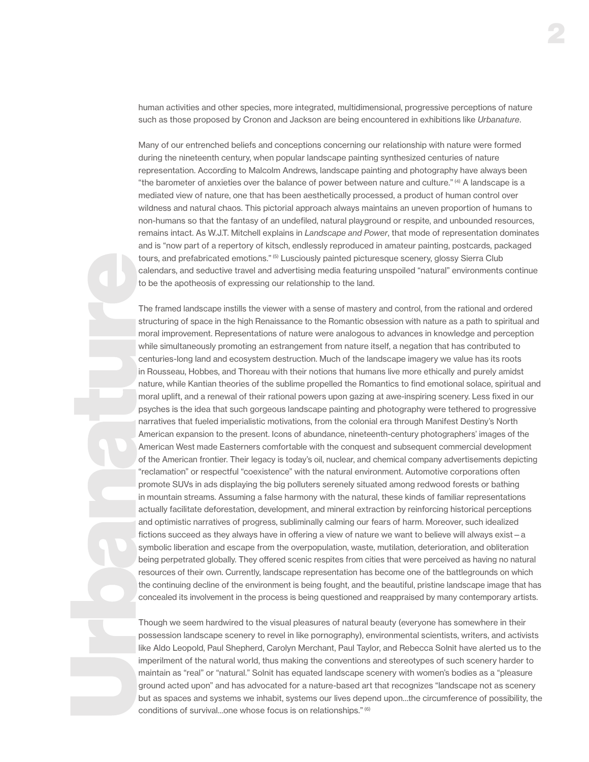human activities and other species, more integrated, multidimensional, progressive perceptions of nature such as those proposed by Cronon and Jackson are being encountered in exhibitions like *Urbanature*.

Many of our entrenched beliefs and conceptions concerning our relationship with nature were formed during the nineteenth century, when popular landscape painting synthesized centuries of nature representation. According to Malcolm Andrews, landscape painting and photography have always been "the barometer of anxieties over the balance of power between nature and culture." (4) A landscape is a mediated view of nature, one that has been aesthetically processed, a product of human control over wildness and natural chaos. This pictorial approach always maintains an uneven proportion of humans to non-humans so that the fantasy of an undefiled, natural playground or respite, and unbounded resources, remains intact. As W.J.T. Mitchell explains in *Landscape and Power*, that mode of representation dominates and is "now part of a repertory of kitsch, endlessly reproduced in amateur painting, postcards, packaged tours, and prefabricated emotions." (5) Lusciously painted picturesque scenery, glossy Sierra Club calendars, and seductive travel and advertising media featuring unspoiled "natural" environments continue to be the apotheosis of expressing our relationship to the land.

The framed landscape instills the viewer with a sense of mastery and control, from the rational and ordered structuring of space in the high Renaissance to the Romantic obsession with nature as a path to spiritual and moral improvement. Representations of nature were analogous to advances in knowledge and perception while simultaneously promoting an estrangement from nature itself, a negation that has contributed to centuries-long land and ecosystem destruction. Much of the landscape imagery we value has its roots in Rousseau, Hobbes, and Thoreau with their notions that humans live more ethically and purely amidst nature, while Kantian theories of the sublime propelled the Romantics to find emotional solace, spiritual and moral uplift, and a renewal of their rational powers upon gazing at awe-inspiring scenery. Less fixed in our psyches is the idea that such gorgeous landscape painting and photography were tethered to progressive narratives that fueled imperialistic motivations, from the colonial era through Manifest Destiny's North American expansion to the present. Icons of abundance, nineteenth-century photographers' images of the American West made Easterners comfortable with the conquest and subsequent commercial development of the American frontier. Their legacy is today's oil, nuclear, and chemical company advertisements depicting "reclamation" or respectful "coexistence" with the natural environment. Automotive corporations often promote SUVs in ads displaying the big polluters serenely situated among redwood forests or bathing in mountain streams. Assuming a false harmony with the natural, these kinds of familiar representations actually facilitate deforestation, development, and mineral extraction by reinforcing historical perceptions and optimistic narratives of progress, subliminally calming our fears of harm. Moreover, such idealized fictions succeed as they always have in offering a view of nature we want to believe will always exist – a symbolic liberation and escape from the overpopulation, waste, mutilation, deterioration, and obliteration being perpetrated globally. They offered scenic respites from cities that were perceived as having no natural resources of their own. Currently, landscape representation has become one of the battlegrounds on which the continuing decline of the environment is being fought, and the beautiful, pristine landscape image that has concealed its involvement in the process is being questioned and reappraised by many contemporary artists.

Though we seem hardwired to the visual pleasures of natural beauty (everyone has somewhere in their possession landscape scenery to revel in like pornography), environmental scientists, writers, and activists like Aldo Leopold, Paul Shepherd, Carolyn Merchant, Paul Taylor, and Rebecca Solnit have alerted us to the imperilment of the natural world, thus making the conventions and stereotypes of such scenery harder to maintain as "real" or "natural." Solnit has equated landscape scenery with women's bodies as a "pleasure ground acted upon" and has advocated for a nature-based art that recognizes "landscape not as scenery but as spaces and systems we inhabit, systems our lives depend upon...the circumference of possibility, the conditions of survival...one whose focus is on relationships." (6)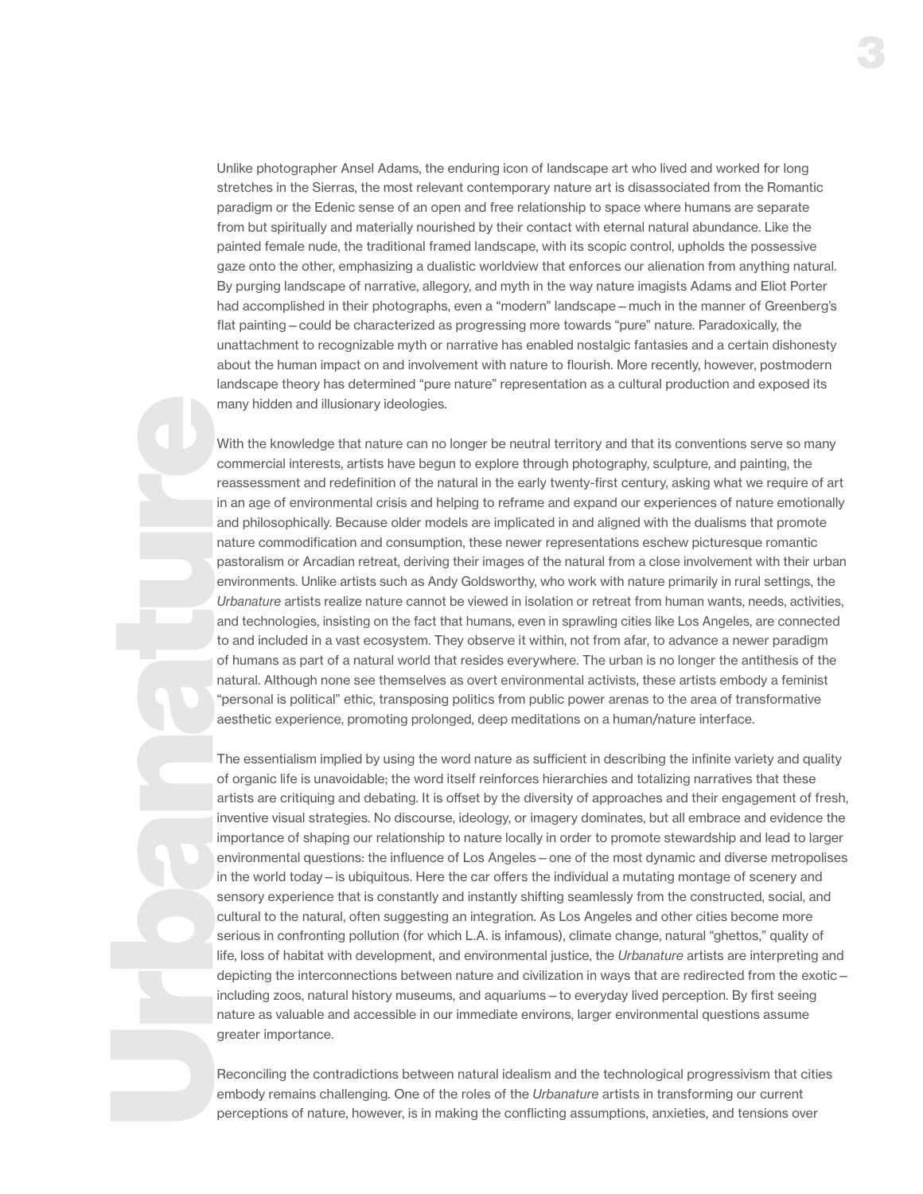Unlike photographer Ansel Adams, the enduring icon of landscape art who lived and worked for long stretches in the Sierras, the most relevant contemporary nature art is disassociated from the Romantic paradigm or the Edenic sense of an open and free relationship to space where humans are separate from but spiritually and materially nourished by their contact with eternal natural abundance. Like the painted female nude, the traditional framed landscape, with its scopic control, upholds the possessive gaze onto the other, emphasizing a dualistic worldview that enforces our alienation from anything natural. By purging landscape of narrative, allegory, and myth in the way nature imagists Adams and Eliot Porter had accomplished in their photographs, even a "modern" landscape – much in the manner of Greenberg's flat painting – could be characterized as progressing more towards "pure" nature. Paradoxically, the unattachment to recognizable myth or narrative has enabled nostalgic fantasies and a certain dishonesty about the human impact on and involvement with nature to flourish. More recently, however, postmodern landscape theory has determined "pure nature" representation as a cultural production and exposed its many hidden and illusionary ideologies.

With the knowledge that nature can no longer be neutral territory and that its conventions serve so many commercial interests, artists have begun to explore through photography, sculpture, and painting, the reassessment and redefinition of the natural in the early twenty-first century, asking what we require of art in an age of environmental crisis and helping to reframe and expand our experiences of nature emotionally and philosophically. Because older models are implicated in and aligned with the dualisms that promote nature commodification and consumption, these newer representations eschew picturesque romantic pastoralism or Arcadian retreat, deriving their images of the natural from a close involvement with their urban environments. Unlike artists such as Andy Goldsworthy, who work with nature primarily in rural settings, the *Urbanature* artists realize nature cannot be viewed in isolation or retreat from human wants, needs, activities, and technologies, insisting on the fact that humans, even in sprawling cities like Los Angeles, are connected to and included in a vast ecosystem. They observe it within, not from afar, to advance a newer paradigm of humans as part of a natural world that resides everywhere. The urban is no longer the antithesis of the natural. Although none see themselves as overt environmental activists, these artists embody a feminist "personal is political" ethic, transposing politics from public power arenas to the area of transformative aesthetic experience, promoting prolonged, deep meditations on a human/nature interface.

The essentialism implied by using the word nature as sufficient in describing the infinite variety and quality of organic life is unavoidable; the word itself reinforces hierarchies and totalizing narratives that these artists are critiquing and debating. It is offset by the diversity of approaches and their engagement of fresh, inventive visual strategies. No discourse, ideology, or imagery dominates, but all embrace and evidence the importance of shaping our relationship to nature locally in order to promote stewardship and lead to larger environmental questions: the influence of Los Angeles – one of the most dynamic and diverse metropolises in the world today – is ubiquitous. Here the car offers the individual a mutating montage of scenery and sensory experience that is constantly and instantly shifting seamlessly from the constructed, social, and cultural to the natural, often suggesting an integration. As Los Angeles and other cities become more serious in confronting pollution (for which L.A. is infamous), climate change, natural "ghettos," quality of life, loss of habitat with development, and environmental justice, the *Urbanature* artists are interpreting and depicting the interconnections between nature and civilization in ways that are redirected from the exotic – including zoos, natural history museums, and aquariums – to everyday lived perception. By first seeing nature as valuable and accessible in our immediate environs, larger environmental questions assume greater importance.

Reconciling the contradictions between natural idealism and the technological progressivism that cities embody remains challenging. One of the roles of the *Urbanature* artists in transforming our current perceptions of nature, however, is in making the conflicting assumptions, anxieties, and tensions over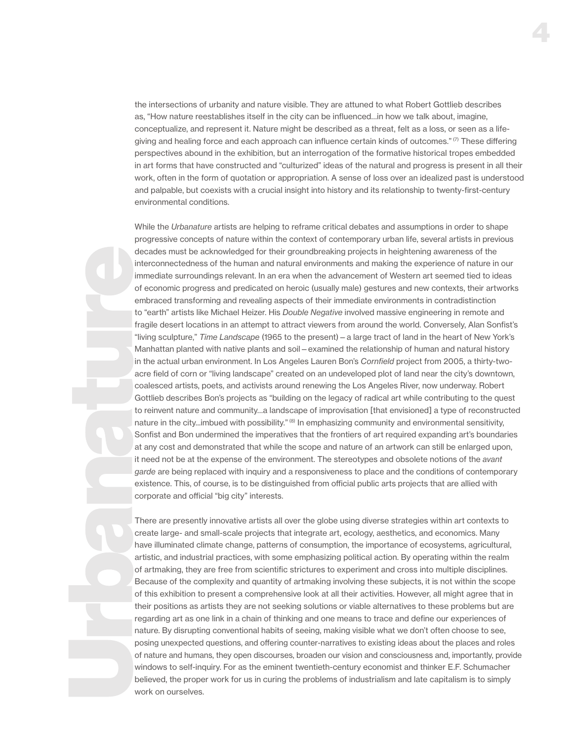the intersections of urbanity and nature visible. They are attuned to what Robert Gottlieb describes as, "How nature reestablishes itself in the city can be influenced...in how we talk about, imagine, conceptualize, and represent it. Nature might be described as a threat, felt as a loss, or seen as a life-giving and healing force and each approach can influence certain kinds of outcomes." (7) These differing perspectives abound in the exhibition, but an interrogation of the formative historical tropes embedded in art forms that have constructed and "culturized" ideas of the natural and progress is present in all their work, often in the form of quotation or appropriation. A sense of loss over an idealized past is understood and palpable, but coexists with a crucial insight into history and its relationship to twenty-first-century environmental conditions.

While the *Urbanature* artists are helping to reframe critical debates and assumptions in order to shape progressive concepts of nature within the context of contemporary urban life, several artists in previous decades must be acknowledged for their groundbreaking projects in heightening awareness of the interconnectedness of the human and natural environments and making the experience of nature in our immediate surroundings relevant. In an era when the advancement of Western art seemed tied to ideas of economic progress and predicated on heroic (usually male) gestures and new contexts, their artworks embraced transforming and revealing aspects of their immediate environments in contradistinction to "earth" artists like Michael Heizer. His *Double Negative* involved massive engineering in remote and fragile desert locations in an attempt to attract viewers from around the world. Conversely, Alan Sonfist's "living sculpture," *Time Landscape* (1965 to the present) – a large tract of land in the heart of New York's Manhattan planted with native plants and soil – examined the relationship of human and natural history in the actual urban environment. In Los Angeles Lauren Bon's *Cornfield* project from 2005, a thirty-two-acre field of corn or "living landscape" created on an undeveloped plot of land near the city's downtown, coalesced artists, poets, and activists around renewing the Los Angeles River, now underway. Robert Gottlieb describes Bon's projects as "building on the legacy of radical art while contributing to the quest to reinvent nature and community...a landscape of improvisation [that envisioned] a type of reconstructed nature in the city...imbued with possibility." (8) In emphasizing community and environmental sensitivity, Sonfist and Bon undermined the imperatives that the frontiers of art required expanding art's boundaries at any cost and demonstrated that while the scope and nature of an artwork can still be enlarged upon, it need not be at the expense of the environment. The stereotypes and obsolete notions of the *avant garde* are being replaced with inquiry and a responsiveness to place and the conditions of contemporary existence. This, of course, is to be distinguished from official public arts projects that are allied with corporate and official "big city" interests.

There are presently innovative artists all over the globe using diverse strategies within art contexts to create large- and small-scale projects that integrate art, ecology, aesthetics, and economics. Many have illuminated climate change, patterns of consumption, the importance of ecosystems, agricultural, artistic, and industrial practices, with some emphasizing political action. By operating within the realm of artmaking, they are free from scientific strictures to experiment and cross into multiple disciplines. Because of the complexity and quantity of artmaking involving these subjects, it is not within the scope of this exhibition to present a comprehensive look at all their activities. However, all might agree that in their positions as artists they are not seeking solutions or viable alternatives to these problems but are regarding art as one link in a chain of thinking and one means to trace and define our experiences of nature. By disrupting conventional habits of seeing, making visible what we don't often choose to see, posing unexpected questions, and offering counter-narratives to existing ideas about the places and roles of nature and humans, they open discourses, broaden our vision and consciousness and, importantly, provide windows to self-inquiry. For as the eminent twentieth-century economist and thinker E.F. Schumacher believed, the proper work for us in curing the problems of industrialism and late capitalism is to simply work on ourselves.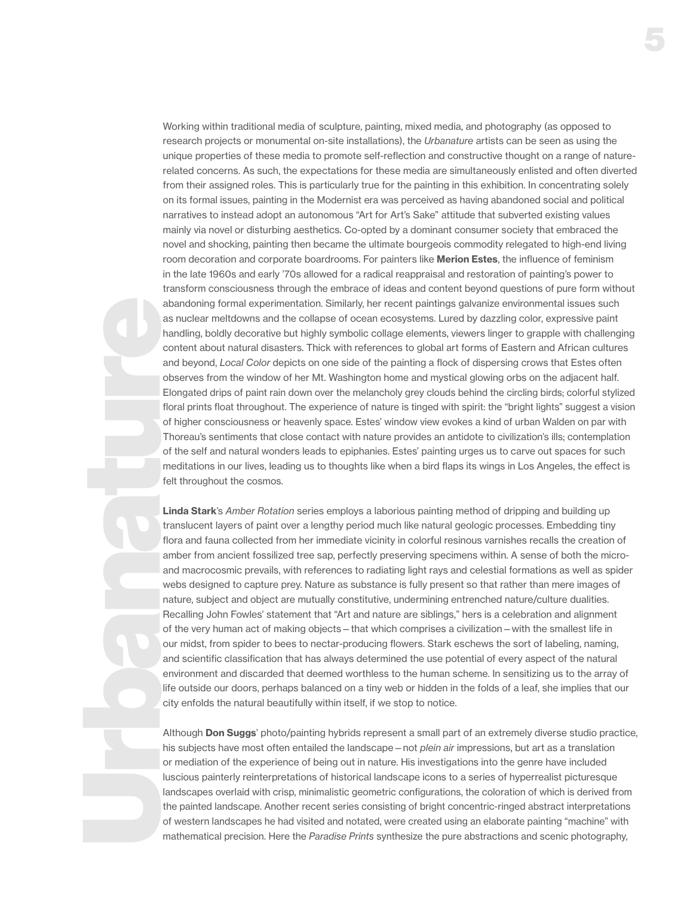Working within traditional media of sculpture, painting, mixed media, and photography (as opposed to research projects or monumental on-site installations), the *Urbanature* artists can be seen as using the unique properties of these media to promote self-reflection and constructive thought on a range of nature-related concerns. As such, the expectations for these media are simultaneously enlisted and often diverted from their assigned roles. This is particularly true for the painting in this exhibition. In concentrating solely on its formal issues, painting in the Modernist era was perceived as having abandoned social and political narratives to instead adopt an autonomous "Art for Art's Sake" attitude that subverted existing values mainly via novel or disturbing aesthetics. Co-opted by a dominant consumer society that embraced the novel and shocking, painting then became the ultimate bourgeois commodity relegated to high-end living room decoration and corporate boardrooms. For painters like **Merion Estes**, the influence of feminism in the late 1960s and early '70s allowed for a radical reappraisal and restoration of painting's power to transform consciousness through the embrace of ideas and content beyond questions of pure form without abandoning formal experimentation. Similarly, her recent paintings galvanize environmental issues such as nuclear meltdowns and the collapse of ocean ecosystems. Lured by dazzling color, expressive paint handling, boldly decorative but highly symbolic collage elements, viewers linger to grapple with challenging content about natural disasters. Thick with references to global art forms of Eastern and African cultures and beyond, *Local Color* depicts on one side of the painting a flock of dispersing crows that Estes often observes from the window of her Mt. Washington home and mystical glowing orbs on the adjacent half. Elongated drips of paint rain down over the melancholy grey clouds behind the circling birds; colorful stylized floral prints float throughout. The experience of nature is tinged with spirit: the "bright lights" suggest a vision of higher consciousness or heavenly space. Estes' window view evokes a kind of urban Walden on par with Thoreau's sentiments that close contact with nature provides an antidote to civilization's ills; contemplation of the self and natural wonders leads to epiphanies. Estes' painting urges us to carve out spaces for such meditations in our lives, leading us to thoughts like when a bird flaps its wings in Los Angeles, the effect is felt throughout the cosmos.

**Linda Stark**'s *Amber Rotation* series employs a laborious painting method of dripping and building up translucent layers of paint over a lengthy period much like natural geologic processes. Embedding tiny flora and fauna collected from her immediate vicinity in colorful resinous varnishes recalls the creation of amber from ancient fossilized tree sap, perfectly preserving specimens within. A sense of both the micro- and macrocosmic prevails, with references to radiating light rays and celestial formations as well as spider webs designed to capture prey. Nature as substance is fully present so that rather than mere images of nature, subject and object are mutually constitutive, undermining entrenched nature/culture dualities. Recalling John Fowles' statement that "Art and nature are siblings," hers is a celebration and alignment of the very human act of making objects – that which comprises a civilization – with the smallest life in our midst, from spider to bees to nectar-producing flowers. Stark eschews the sort of labeling, naming, and scientific classification that has always determined the use potential of every aspect of the natural environment and discarded that deemed worthless to the human scheme. In sensitizing us to the array of life outside our doors, perhaps balanced on a tiny web or hidden in the folds of a leaf, she implies that our city enfolds the natural beautifully within itself, if we stop to notice.

Although **Don Suggs**' photo/painting hybrids represent a small part of an extremely diverse studio practice, his subjects have most often entailed the landscape – not *plein air* impressions, but art as a translation or mediation of the experience of being out in nature. His investigations into the genre have included luscious painterly reinterpretations of historical landscape icons to a series of hyperrealist picturesque landscapes overlaid with crisp, minimalistic geometric configurations, the coloration of which is derived from the painted landscape. Another recent series consisting of bright concentric-ringed abstract interpretations of western landscapes he had visited and notated, were created using an elaborate painting "machine" with mathematical precision. Here the *Paradise Prints* synthesize the pure abstractions and scenic photography,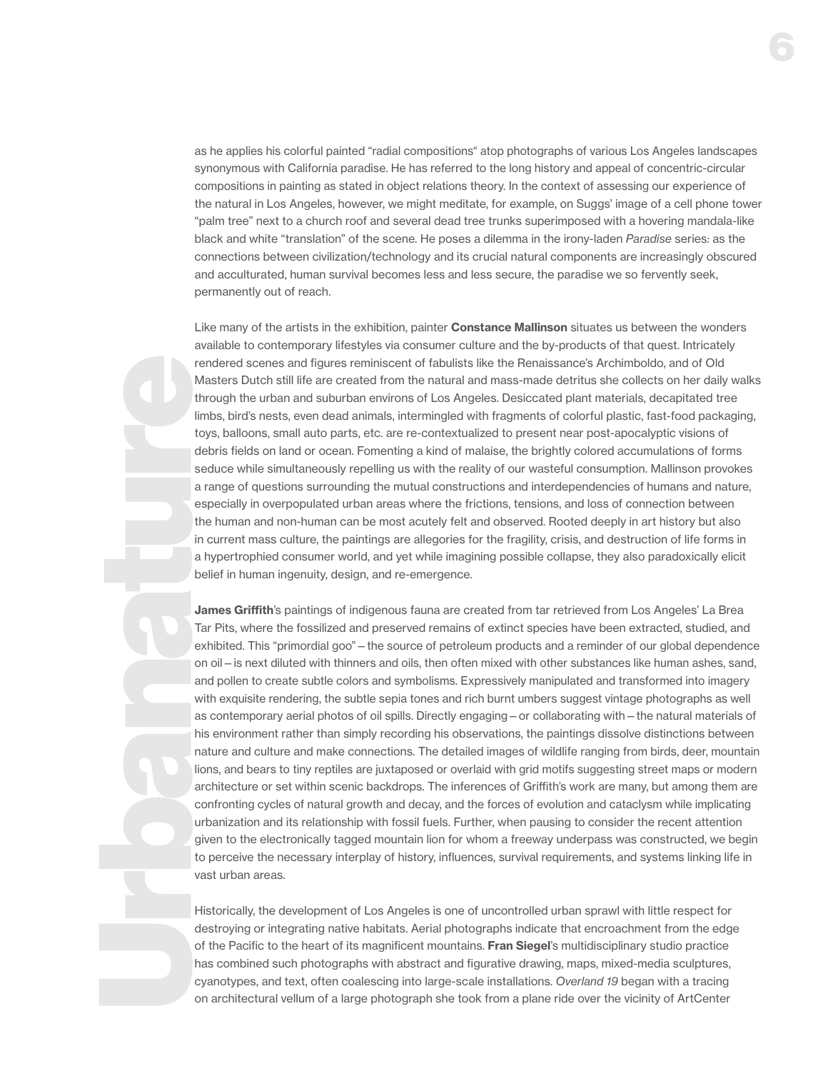as he applies his colorful painted "radial compositions" atop photographs of various Los Angeles landscapes synonymous with California paradise. He has referred to the long history and appeal of concentric-circular compositions in painting as stated in object relations theory. In the context of assessing our experience of the natural in Los Angeles, however, we might meditate, for example, on Suggs' image of a cell phone tower "palm tree" next to a church roof and several dead tree trunks superimposed with a hovering mandala-like black and white "translation" of the scene. He poses a dilemma in the irony-laden *Paradise* series: as the connections between civilization/technology and its crucial natural components are increasingly obscured and acculturated, human survival becomes less and less secure, the paradise we so fervently seek, permanently out of reach.

Like many of the artists in the exhibition, painter **Constance Mallinson** situates us between the wonders available to contemporary lifestyles via consumer culture and the by-products of that quest. Intricately rendered scenes and figures reminiscent of fabulists like the Renaissance's Archimboldo, and of Old Masters Dutch still life are created from the natural and mass-made detritus she collects on her daily walks through the urban and suburban environs of Los Angeles. Desiccated plant materials, decapitated tree limbs, bird's nests, even dead animals, intermingled with fragments of colorful plastic, fast-food packaging, toys, balloons, small auto parts, etc. are re-contextualized to present near post-apocalyptic visions of debris fields on land or ocean. Fomenting a kind of malaise, the brightly colored accumulations of forms seduce while simultaneously repelling us with the reality of our wasteful consumption. Mallinson provokes a range of questions surrounding the mutual constructions and interdependencies of humans and nature, especially in overpopulated urban areas where the frictions, tensions, and loss of connection between the human and non-human can be most acutely felt and observed. Rooted deeply in art history but also in current mass culture, the paintings are allegories for the fragility, crisis, and destruction of life forms in a hypertrophied consumer world, and yet while imagining possible collapse, they also paradoxically elicit belief in human ingenuity, design, and re-emergence.

**James Griffith**'s paintings of indigenous fauna are created from tar retrieved from Los Angeles' La Brea Tar Pits, where the fossilized and preserved remains of extinct species have been extracted, studied, and exhibited. This "primordial goo" – the source of petroleum products and a reminder of our global dependence on oil – is next diluted with thinners and oils, then often mixed with other substances like human ashes, sand, and pollen to create subtle colors and symbolisms. Expressively manipulated and transformed into imagery with exquisite rendering, the subtle sepia tones and rich burnt umbers suggest vintage photographs as well as contemporary aerial photos of oil spills. Directly engaging – or collaborating with – the natural materials of his environment rather than simply recording his observations, the paintings dissolve distinctions between nature and culture and make connections. The detailed images of wildlife ranging from birds, deer, mountain lions, and bears to tiny reptiles are juxtaposed or overlaid with grid motifs suggesting street maps or modern architecture or set within scenic backdrops. The inferences of Griffith's work are many, but among them are confronting cycles of natural growth and decay, and the forces of evolution and cataclysm while implicating urbanization and its relationship with fossil fuels. Further, when pausing to consider the recent attention given to the electronically tagged mountain lion for whom a freeway underpass was constructed, we begin to perceive the necessary interplay of history, influences, survival requirements, and systems linking life in vast urban areas.

Historically, the development of Los Angeles is one of uncontrolled urban sprawl with little respect for destroying or integrating native habitats. Aerial photographs indicate that encroachment from the edge of the Pacific to the heart of its magnificent mountains. **Fran Siegel**'s multidisciplinary studio practice has combined such photographs with abstract and figurative drawing, maps, mixed-media sculptures, cyanotypes, and text, often coalescing into large-scale installations. *Overland 19* began with a tracing on architectural vellum of a large photograph she took from a plane ride over the vicinity of ArtCenter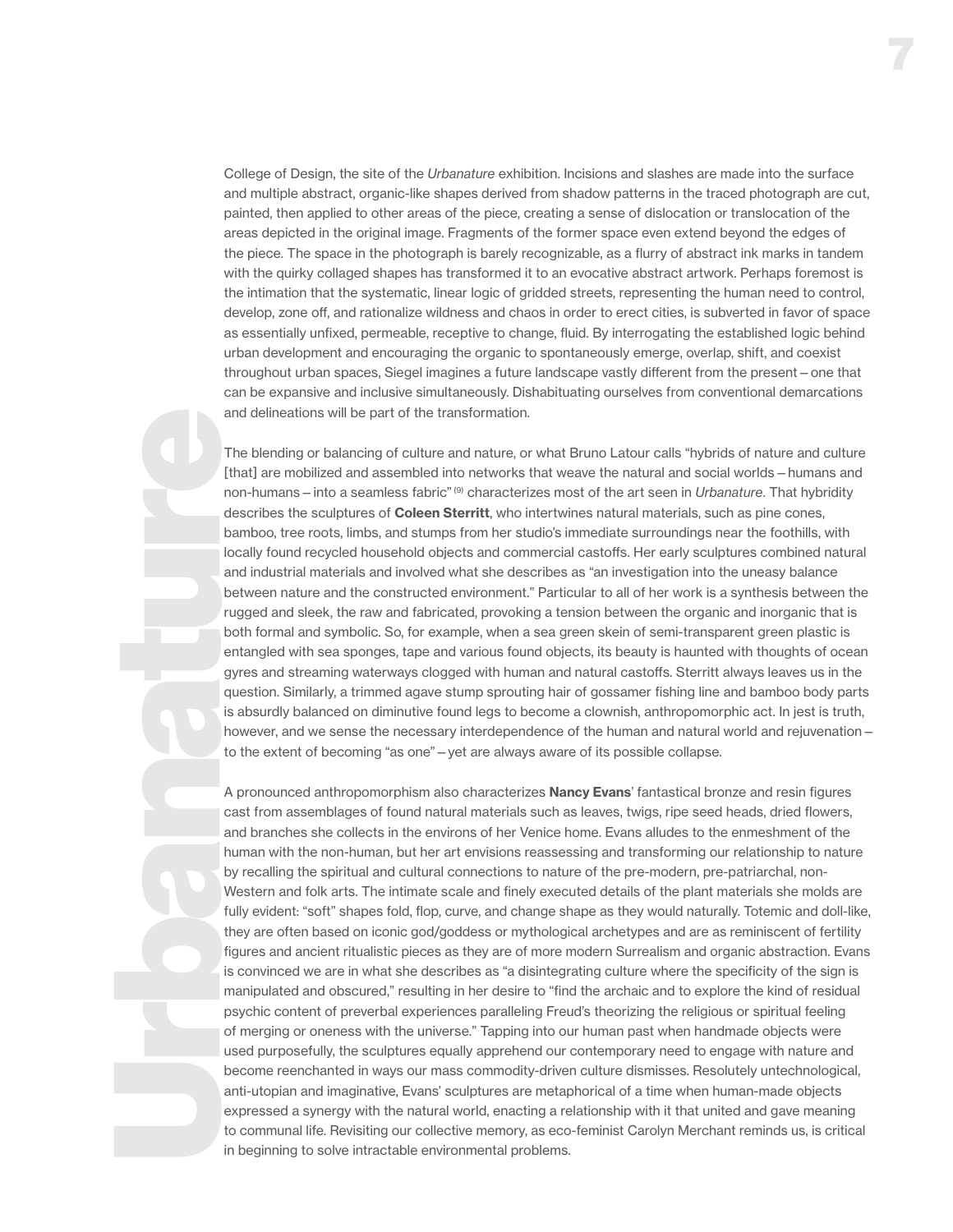College of Design, the site of the *Urbanature* exhibition. Incisions and slashes are made into the surface and multiple abstract, organic-like shapes derived from shadow patterns in the traced photograph are cut, painted, then applied to other areas of the piece, creating a sense of dislocation or translocation of the areas depicted in the original image. Fragments of the former space even extend beyond the edges of the piece. The space in the photograph is barely recognizable, as a flurry of abstract ink marks in tandem with the quirky collaged shapes has transformed it to an evocative abstract artwork. Perhaps foremost is the intimation that the systematic, linear logic of gridded streets, representing the human need to control, develop, zone off, and rationalize wildness and chaos in order to erect cities, is subverted in favor of space as essentially unfixed, permeable, receptive to change, fluid. By interrogating the established logic behind urban development and encouraging the organic to spontaneously emerge, overlap, shift, and coexist throughout urban spaces, Siegel imagines a future landscape vastly different from the present – one that can be expansive and inclusive simultaneously. Dishabituating ourselves from conventional demarcations and delineations will be part of the transformation.

The blending or balancing of culture and nature, or what Bruno Latour calls "hybrids of nature and culture [that] are mobilized and assembled into networks that weave the natural and social worlds – humans and non-humans – into a seamless fabric" [9] characterizes most of the art seen in *Urbanature*. That hybridity describes the sculptures of **Coleen Sterritt**, who intertwines natural materials, such as pine cones, bamboo, tree roots, limbs, and stumps from her studio's immediate surroundings near the foothills, with locally found recycled household objects and commercial castoffs. Her early sculptures combined natural and industrial materials and involved what she describes as "an investigation into the uneasy balance between nature and the constructed environment." Particular to all of her work is a synthesis between the rugged and sleek, the raw and fabricated, provoking a tension between the organic and inorganic that is both formal and symbolic. So, for example, when a sea green skein of semi-transparent green plastic is entangled with sea sponges, tape and various found objects, its beauty is haunted with thoughts of ocean gyres and streaming waterways clogged with human and natural castoffs. Sterritt always leaves us in the question. Similarly, a trimmed agave stump sprouting hair of gossamer fishing line and bamboo body parts is absurdly balanced on diminutive found legs to become a clownish, anthropomorphic act. In jest is truth, however, and we sense the necessary interdependence of the human and natural world and rejuvenation – to the extent of becoming "as one" – yet are always aware of its possible collapse.

A pronounced anthropomorphism also characterizes **Nancy Evans**' fantastical bronze and resin figures cast from assemblages of found natural materials such as leaves, twigs, ripe seed heads, dried flowers, and branches she collects in the environs of her Venice home. Evans alludes to the enmeshment of the human with the non-human, but her art envisions reassessing and transforming our relationship to nature by recalling the spiritual and cultural connections to nature of the pre-modern, pre-patriarchal, non-Western and folk arts. The intimate scale and finely executed details of the plant materials she molds are fully evident: "soft" shapes fold, flop, curve, and change shape as they would naturally. Totemic and doll-like, they are often based on iconic god/goddess or mythological archetypes and are as reminiscent of fertility figures and ancient ritualistic pieces as they are of more modern Surrealism and organic abstraction. Evans is convinced we are in what she describes as "a disintegrating culture where the specificity of the sign is manipulated and obscured," resulting in her desire to "find the archaic and to explore the kind of residual psychic content of preverbal experiences paralleling Freud's theorizing the religious or spiritual feeling of merging or oneness with the universe." Tapping into our human past when handmade objects were used purposefully, the sculptures equally apprehend our contemporary need to engage with nature and become reenchanted in ways our mass commodity-driven culture dismisses. Resolutely untechnological, anti-utopian and imaginative, Evans' sculptures are metaphorical of a time when human-made objects expressed a synergy with the natural world, enacting a relationship with it that united and gave meaning to communal life. Revisiting our collective memory, as eco-feminist Carolyn Merchant reminds us, is critical in beginning to solve intractable environmental problems.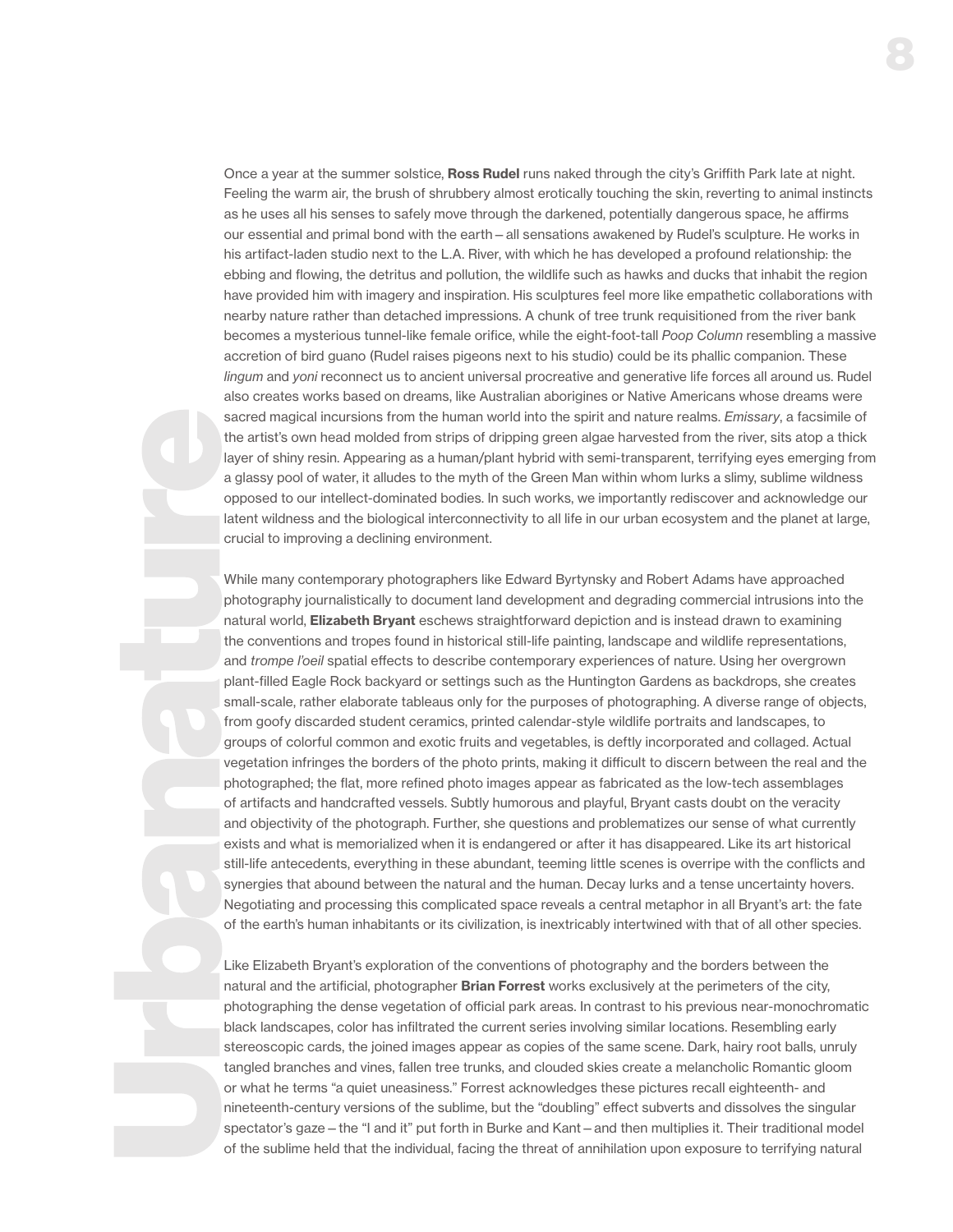Once a year at the summer solstice, **Ross Rudel** runs naked through the city's Griffith Park late at night. Feeling the warm air, the brush of shrubbery almost erotically touching the skin, reverting to animal instincts as he uses all his senses to safely move through the darkened, potentially dangerous space, he affirms our essential and primal bond with the earth – all sensations awakened by Rudel's sculpture. He works in his artifact-laden studio next to the L.A. River, with which he has developed a profound relationship: the ebbing and flowing, the detritus and pollution, the wildlife such as hawks and ducks that inhabit the region have provided him with imagery and inspiration. His sculptures feel more like empathetic collaborations with nearby nature rather than detached impressions. A chunk of tree trunk requisitioned from the river bank becomes a mysterious tunnel-like female orifice, while the eight-foot-tall *Poop Column* resembling a massive accretion of bird guano (Rudel raises pigeons next to his studio) could be its phallic companion. These *lingum* and *yoni* reconnect us to ancient universal procreative and generative life forces all around us. Rudel also creates works based on dreams, like Australian aborigines or Native Americans whose dreams were sacred magical incursions from the human world into the spirit and nature realms. *Emissary*, a facsimile of the artist's own head molded from strips of dripping green algae harvested from the river, sits atop a thick layer of shiny resin. Appearing as a human/plant hybrid with semi-transparent, terrifying eyes emerging from a glassy pool of water, it alludes to the myth of the Green Man within whom lurks a slimy, sublime wildness opposed to our intellect-dominated bodies. In such works, we importantly rediscover and acknowledge our latent wildness and the biological interconnectivity to all life in our urban ecosystem and the planet at large, crucial to improving a declining environment.

While many contemporary photographers like Edward Byrtynsky and Robert Adams have approached photography journalistically to document land development and degrading commercial intrusions into the natural world, **Elizabeth Bryant** eschews straightforward depiction and is instead drawn to examining the conventions and tropes found in historical still-life painting, landscape and wildlife representations, and *trompe l'oeil* spatial effects to describe contemporary experiences of nature. Using her overgrown plant-filled Eagle Rock backyard or settings such as the Huntington Gardens as backdrops, she creates small-scale, rather elaborate tableaus only for the purposes of photographing. A diverse range of objects, from goofy discarded student ceramics, printed calendar-style wildlife portraits and landscapes, to groups of colorful common and exotic fruits and vegetables, is deftly incorporated and collaged. Actual vegetation infringes the borders of the photo prints, making it difficult to discern between the real and the photographed; the flat, more refined photo images appear as fabricated as the low-tech assemblages of artifacts and handcrafted vessels. Subtly humorous and playful, Bryant casts doubt on the veracity and objectivity of the photograph. Further, she questions and problematizes our sense of what currently exists and what is memorialized when it is endangered or after it has disappeared. Like its art historical still-life antecedents, everything in these abundant, teeming little scenes is overripe with the conflicts and synergies that abound between the natural and the human. Decay lurks and a tense uncertainty hovers. Negotiating and processing this complicated space reveals a central metaphor in all Bryant's art: the fate of the earth's human inhabitants or its civilization, is inextricably intertwined with that of all other species.

Like Elizabeth Bryant's exploration of the conventions of photography and the borders between the natural and the artificial, photographer **Brian Forrest** works exclusively at the perimeters of the city, photographing the dense vegetation of official park areas. In contrast to his previous near-monochromatic black landscapes, color has infiltrated the current series involving similar locations. Resembling early stereoscopic cards, the joined images appear as copies of the same scene. Dark, hairy root balls, unruly tangled branches and vines, fallen tree trunks, and clouded skies create a melancholic Romantic gloom or what he terms "a quiet uneasiness." Forrest acknowledges these pictures recall eighteenth- and nineteenth-century versions of the sublime, but the "doubling" effect subverts and dissolves the singular spectator's gaze – the "I and it" put forth in Burke and Kant – and then multiplies it. Their traditional model of the sublime held that the individual, facing the threat of annihilation upon exposure to terrifying natural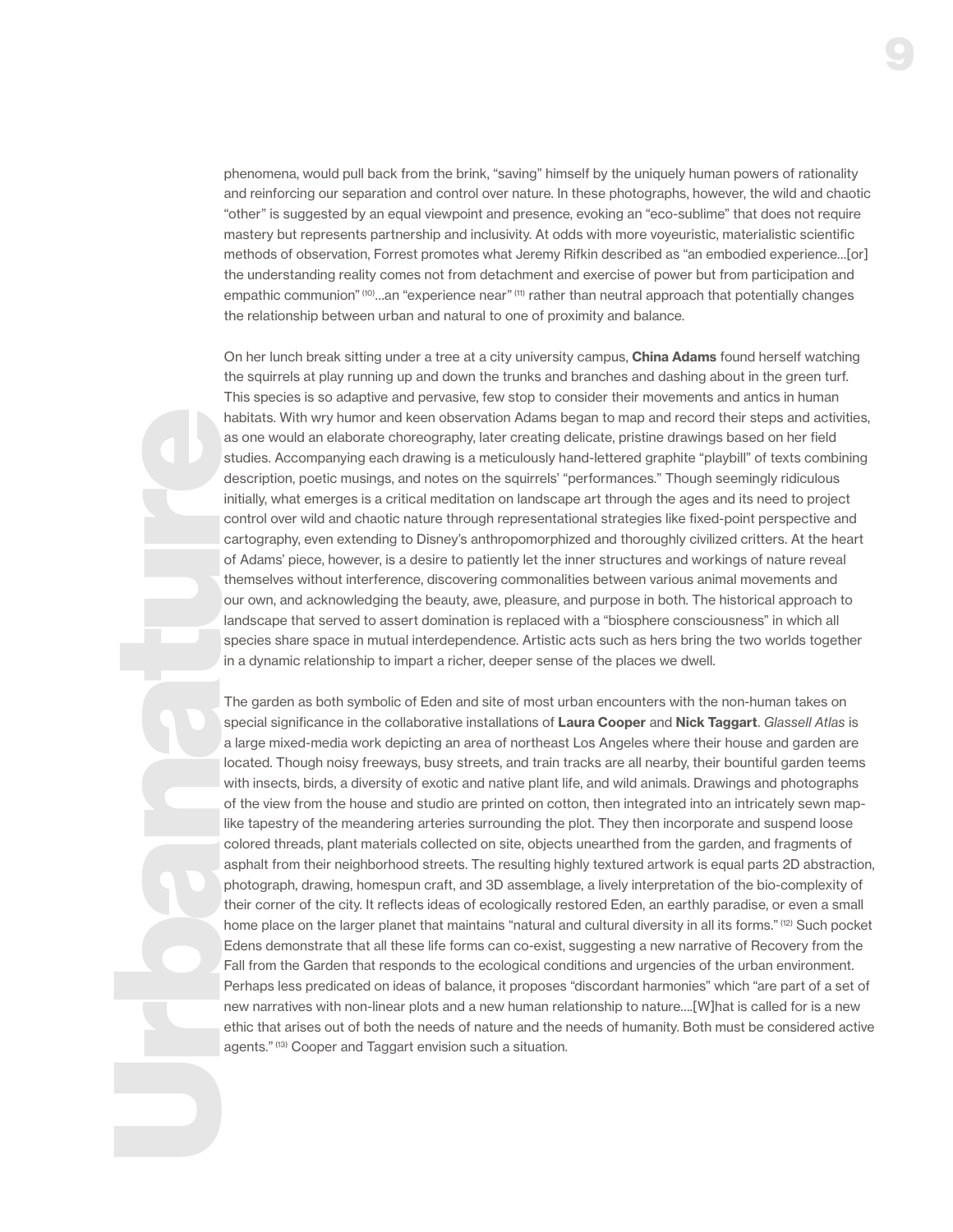phenomena, would pull back from the brink, "saving" himself by the uniquely human powers of rationality and reinforcing our separation and control over nature. In these photographs, however, the wild and chaotic "other" is suggested by an equal viewpoint and presence, evoking an "eco-sublime" that does not require mastery but represents partnership and inclusivity. At odds with more voyeuristic, materialistic scientific methods of observation, Forrest promotes what Jeremy Rifkin described as "an embodied experience...[or] the understanding reality comes not from detachment and exercise of power but from participation and empathic communion" [10]...an "experience near" [11] rather than neutral approach that potentially changes the relationship between urban and natural to one of proximity and balance.

On her lunch break sitting under a tree at a city university campus, **China Adams** found herself watching the squirrels at play running up and down the trunks and branches and dashing about in the green turf. This species is so adaptive and pervasive, few stop to consider their movements and antics in human habitats. With wry humor and keen observation Adams began to map and record their steps and activities, as one would an elaborate choreography, later creating delicate, pristine drawings based on her field studies. Accompanying each drawing is a meticulously hand-lettered graphite "playbill" of texts combining description, poetic musings, and notes on the squirrels' "performances." Though seemingly ridiculous initially, what emerges is a critical meditation on landscape art through the ages and its need to project control over wild and chaotic nature through representational strategies like fixed-point perspective and cartography, even extending to Disney's anthropomorphized and thoroughly civilized critters. At the heart of Adams' piece, however, is a desire to patiently let the inner structures and workings of nature reveal themselves without interference, discovering commonalities between various animal movements and our own, and acknowledging the beauty, awe, pleasure, and purpose in both. The historical approach to landscape that served to assert domination is replaced with a "biosphere consciousness" in which all species share space in mutual interdependence. Artistic acts such as hers bring the two worlds together in a dynamic relationship to impart a richer, deeper sense of the places we dwell.

The garden as both symbolic of Eden and site of most urban encounters with the non-human takes on special significance in the collaborative installations of **Laura Cooper** and **Nick Taggart**. *Glassell Atlas* is a large mixed-media work depicting an area of northeast Los Angeles where their house and garden are located. Though noisy freeways, busy streets, and train tracks are all nearby, their bountiful garden teems with insects, birds, a diversity of exotic and native plant life, and wild animals. Drawings and photographs of the view from the house and studio are printed on cotton, then integrated into an intricately sewn map-like tapestry of the meandering arteries surrounding the plot. They then incorporate and suspend loose colored threads, plant materials collected on site, objects unearthed from the garden, and fragments of asphalt from their neighborhood streets. The resulting highly textured artwork is equal parts 2D abstraction, photograph, drawing, homespun craft, and 3D assemblage, a lively interpretation of the bio-complexity of their corner of the city. It reflects ideas of ecologically restored Eden, an earthly paradise, or even a small home place on the larger planet that maintains "natural and cultural diversity in all its forms." [12] Such pocket Edens demonstrate that all these life forms can co-exist, suggesting a new narrative of Recovery from the Fall from the Garden that responds to the ecological conditions and urgencies of the urban environment. Perhaps less predicated on ideas of balance, it proposes "discordant harmonies" which "are part of a set of new narratives with non-linear plots and a new human relationship to nature....[W]hat is called for is a new ethic that arises out of both the needs of nature and the needs of humanity. Both must be considered active agents." [13] Cooper and Taggart envision such a situation.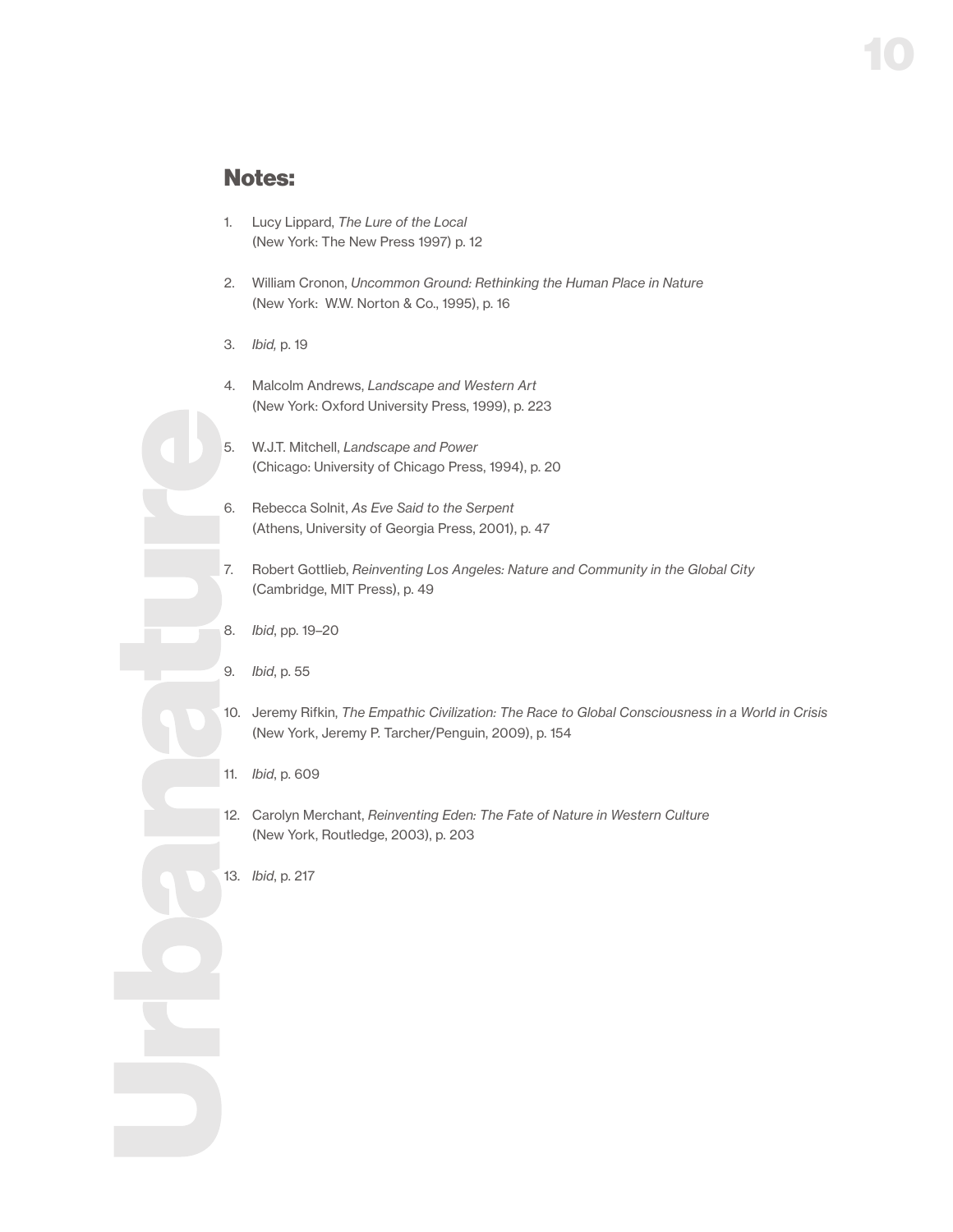## Notes:

1. Lucy Lippard, *The Lure of the Local* (New York: The New Press 1997) p. 12

2. William Cronon, *Uncommon Ground: Rethinking the Human Place in Nature* (New York: W.W. Norton & Co., 1995), p. 16

3. *Ibid,* p. 19

4. Malcolm Andrews, *Landscape and Western Art* (New York: Oxford University Press, 1999), p. 223

5. W.J.T. Mitchell, *Landscape and Power* (Chicago: University of Chicago Press, 1994), p. 20

6. Rebecca Solnit, *As Eve Said to the Serpent* (Athens, University of Georgia Press, 2001), p. 47

7. Robert Gottlieb, *Reinventing Los Angeles: Nature and Community in the Global City* (Cambridge, MIT Press), p. 49

8. *Ibid*, pp. 19–20

9. *Ibid*, p. 55

10. Jeremy Rifkin, *The Empathic Civilization: The Race to Global Consciousness in a World in Crisis* (New York, Jeremy P. Tarcher/Penguin, 2009), p. 154

11. *Ibid*, p. 609

12. Carolyn Merchant, *Reinventing Eden: The Fate of Nature in Western Culture* (New York, Routledge, 2003), p. 203

13. *Ibid*, p. 217